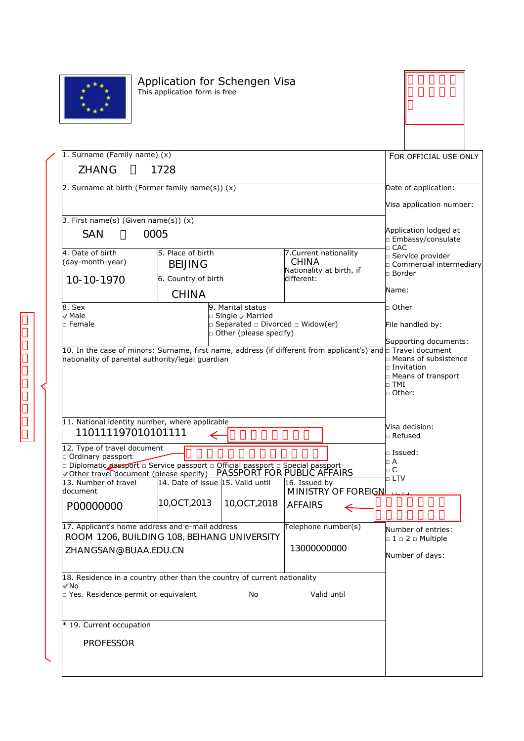# Application for Schengen Visa

This application form is free

| | FOR OFFICIAL USE ONLY |
|---|---|
| 1. Surname (Family name) (x)<br>ZHANG □ 1728 | |
| 2. Surname at birth (Former family name(s)) (x) | Date of application:<br>Visa application number: |
| 3. First name(s) (Given name(s)) (x)<br>SAN □ 0005 | Application lodged at<br>□ Embassy/consulate<br>□ CAC<br>□ Service provider<br>□ Commercial intermediary<br>□ Border |
| 4. Date of birth (day-month-year)<br>10-10-1970<br>5. Place of birth<br>BEIJING<br>6. Country of birth<br>CHINA<br>7. Current nationality<br>CHINA<br>Nationality at birth, if different: | Name: |
| 8. Sex<br>☑ Male<br>□ Female<br>9. Marital status<br>□ Single ☑ Married<br>□ Separated □ Divorced □ Widow(er)<br>□ Other (please specify) | □ Other<br>File handled by: |
| 10. In the case of minors: Surname, first name, address (if different from applicant's) and nationality of parental authority/legal guardian | Supporting documents:<br>□ Travel document<br>□ Means of subsistence<br>□ Invitation<br>□ Means of transport<br>□ TMI<br>□ Other: |
| 11. National identity number, where applicable<br>110111197010101111 | Visa decision:<br>□ Refused |
| 12. Type of travel document<br>□ Ordinary passport<br>□ Diplomatic passport □ Service passport □ Official passport □ Special passport<br>☑ Other travel document (please specify) PASSPORT FOR PUBLIC AFFAIRS | □ Issued:<br>□ A<br>□ C<br>□ LTV |
| 13. Number of travel document<br>P00000000<br>14. Date of issue<br>10,OCT,2013<br>15. Valid until<br>10,OCT,2018<br>16. Issued by<br>MINISTRY OF FOREIGN AFFAIRS | Valid: |
| 17. Applicant's home address and e-mail address<br>ROOM 1206, BUILDING 108, BEIHANG UNIVERSITY<br>ZHANGSAN@BUAA.EDU.CN<br>Telephone number(s)<br>13000000000 | Number of entries:<br>□ 1 □ 2 □ Multiple<br>Number of days: |
| 18. Residence in a country other than the country of current nationality<br>☑ No<br>□ Yes. Residence permit or equivalent No Valid until | |
| * 19. Current occupation<br>PROFESSOR | |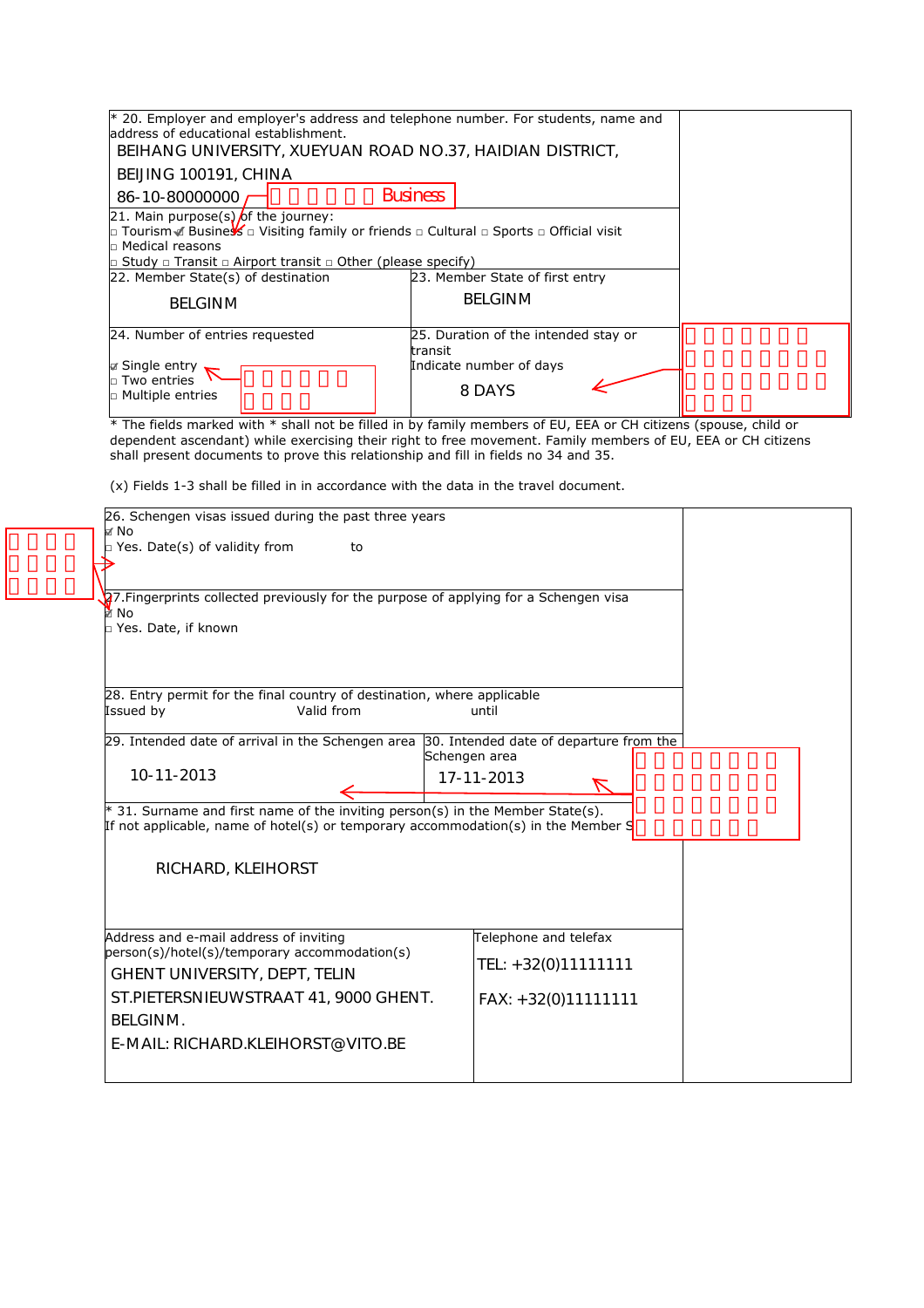| * 20. Employer and employer's address and telephone number. For students, name and address of educational establishment.<br>BEIHANG UNIVERSITY, XUEYUAN ROAD NO.37, HAIDIAN DISTRICT, BEIJING 100191, CHINA<br>86-10-80000000 | |
|---|---|
| 21. Main purpose(s) of the journey:<br>□ Tourism ☑ Business □ Visiting family or friends □ Cultural □ Sports □ Official visit<br>□ Medical reasons<br>□ Study □ Transit □ Airport transit □ Other (please specify) | |

Business

| 22. Member State(s) of destination | 23. Member State of first entry | |
|---|---|---|
| BELGINM | BELGINM | |
| 24. Number of entries requested<br>☑ Single entry<br>□ Two entries<br>□ Multiple entries | 25. Duration of the intended stay or transit<br>Indicate number of days<br>8 DAYS | |

\* The fields marked with * shall not be filled in by family members of EU, EEA or CH citizens (spouse, child or dependent ascendant) while exercising their right to free movement. Family members of EU, EEA or CH citizens shall present documents to prove this relationship and fill in fields no 34 and 35.

(x) Fields 1-3 shall be filled in in accordance with the data in the travel document.

| 26. Schengen visas issued during the past three years<br>☑ No<br>□ Yes. Date(s) of validity from to | | |
|---|---|---|
| 27. Fingerprints collected previously for the purpose of applying for a Schengen visa<br>☑ No<br>□ Yes. Date, if known | | |
| 28. Entry permit for the final country of destination, where applicable<br>Issued by Valid from until | | |
| 29. Intended date of arrival in the Schengen area<br>10-11-2013 | 30. Intended date of departure from the Schengen area<br>17-11-2013 | |
| * 31. Surname and first name of the inviting person(s) in the Member State(s). If not applicable, name of hotel(s) or temporary accommodation(s) in the Member S...<br>RICHARD, KLEIHORST | | |
| Address and e-mail address of inviting person(s)/hotel(s)/temporary accommodation(s)<br>GHENT UNIVERSITY, DEPT, TELIN<br>ST.PIETERSNIEUWSTRAAT 41, 9000 GHENT.<br>BELGINM.<br>E-MAIL: RICHARD.KLEIHORST@VITO.BE | Telephone and telefax<br>TEL: +32(0)11111111<br>FAX: +32(0)11111111 | |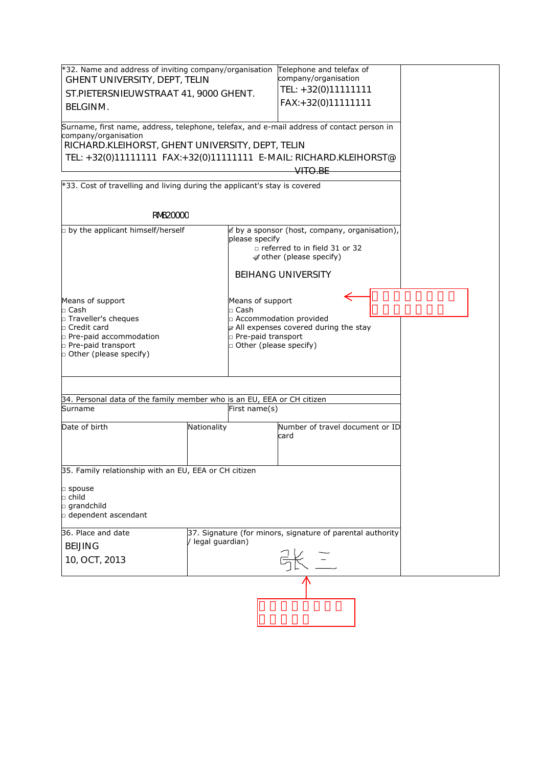| *32. Name and address of inviting company/organisation<br>GHENT UNIVERSITY, DEPT, TELIN<br>ST.PIETERSNIEUWSTRAAT 41, 9000 GHENT.<br>BELGINM. | Telephone and telefax of company/organisation<br>TEL: +32(0)11111111<br>FAX:+32(0)11111111 |
| --- | --- |
| Surname, first name, address, telephone, telefax, and e-mail address of contact person in company/organisation<br>RICHARD.KLEIHORST, GHENT UNIVERSITY, DEPT, TELIN<br>TEL: +32(0)11111111 FAX:+32(0)11111111 E-MAIL: RICHARD.KLEIHORST@VITO.BE | |

| *33. Cost of travelling and living during the applicant's stay is covered<br><br>RMB20000 | |
| --- | --- |
| □ by the applicant himself/herself | ☑ by a sponsor (host, company, organisation), please specify<br>□ referred to in field 31 or 32<br>☑ other (please specify)<br><br>BEIHANG UNIVERSITY |
| Means of support<br>□ Cash<br>□ Traveller's cheques<br>□ Credit card<br>□ Pre-paid accommodation<br>□ Pre-paid transport<br>□ Other (please specify) | Means of support<br>□ Cash<br>□ Accommodation provided<br>☑ All expenses covered during the stay<br>□ Pre-paid transport<br>□ Other (please specify) |

| 34. Personal data of the family member who is an EU, EEA or CH citizen | | |
| --- | --- | --- |
| Surname | First name(s) | |
| Date of birth | Nationality | Number of travel document or ID card |

35. Family relationship with an EU, EEA or CH citizen

- □ spouse
- □ child
- □ grandchild
- □ dependent ascendant

| 36. Place and date | 37. Signature (for minors, signature of parental authority / legal guardian) |
| --- | --- |
| BEIJING<br>10, OCT, 2013 | 张三 |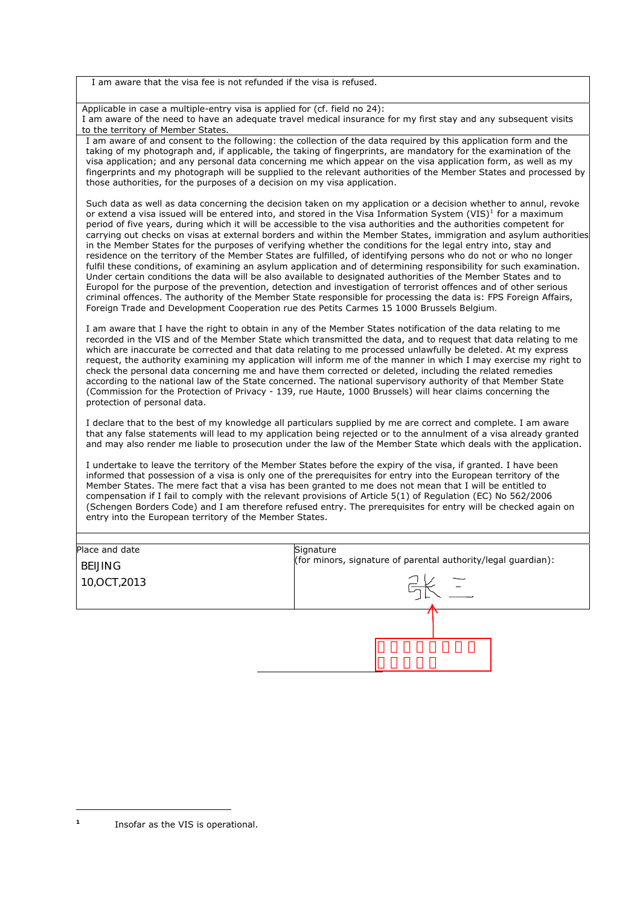I am aware that the visa fee is not refunded if the visa is refused.

Applicable in case a multiple-entry visa is applied for (cf. field no 24):
I am aware of the need to have an adequate travel medical insurance for my first stay and any subsequent visits to the territory of Member States.

I am aware of and consent to the following: the collection of the data required by this application form and the taking of my photograph and, if applicable, the taking of fingerprints, are mandatory for the examination of the visa application; and any personal data concerning me which appear on the visa application form, as well as my fingerprints and my photograph will be supplied to the relevant authorities of the Member States and processed by those authorities, for the purposes of a decision on my visa application.

Such data as well as data concerning the decision taken on my application or a decision whether to annul, revoke or extend a visa issued will be entered into, and stored in the Visa Information System (VIS)[1] for a maximum period of five years, during which it will be accessible to the visa authorities and the authorities competent for carrying out checks on visas at external borders and within the Member States, immigration and asylum authorities in the Member States for the purposes of verifying whether the conditions for the legal entry into, stay and residence on the territory of the Member States are fulfilled, of identifying persons who do not or who no longer fulfil these conditions, of examining an asylum application and of determining responsibility for such examination. Under certain conditions the data will be also available to designated authorities of the Member States and to Europol for the purpose of the prevention, detection and investigation of terrorist offences and of other serious criminal offences. The authority of the Member State responsible for processing the data is: FPS Foreign Affairs, Foreign Trade and Development Cooperation rue des Petits Carmes 15 1000 Brussels Belgium.

I am aware that I have the right to obtain in any of the Member States notification of the data relating to me recorded in the VIS and of the Member State which transmitted the data, and to request that data relating to me which are inaccurate be corrected and that data relating to me processed unlawfully be deleted. At my express request, the authority examining my application will inform me of the manner in which I may exercise my right to check the personal data concerning me and have them corrected or deleted, including the related remedies according to the national law of the State concerned. The national supervisory authority of that Member State (Commission for the Protection of Privacy - 139, rue Haute, 1000 Brussels) will hear claims concerning the protection of personal data.

I declare that to the best of my knowledge all particulars supplied by me are correct and complete. I am aware that any false statements will lead to my application being rejected or to the annulment of a visa already granted and may also render me liable to prosecution under the law of the Member State which deals with the application.

I undertake to leave the territory of the Member States before the expiry of the visa, if granted. I have been informed that possession of a visa is only one of the prerequisites for entry into the European territory of the Member States. The mere fact that a visa has been granted to me does not mean that I will be entitled to compensation if I fail to comply with the relevant provisions of Article 5(1) of Regulation (EC) No 562/2006 (Schengen Borders Code) and I am therefore refused entry. The prerequisites for entry will be checked again on entry into the European territory of the Member States.

| Place and date | Signature (for minors, signature of parental authority/legal guardian): |
|---|---|
| BEIJING<br>10,OCT,2013 | 张三 |

[1] Insofar as the VIS is operational.